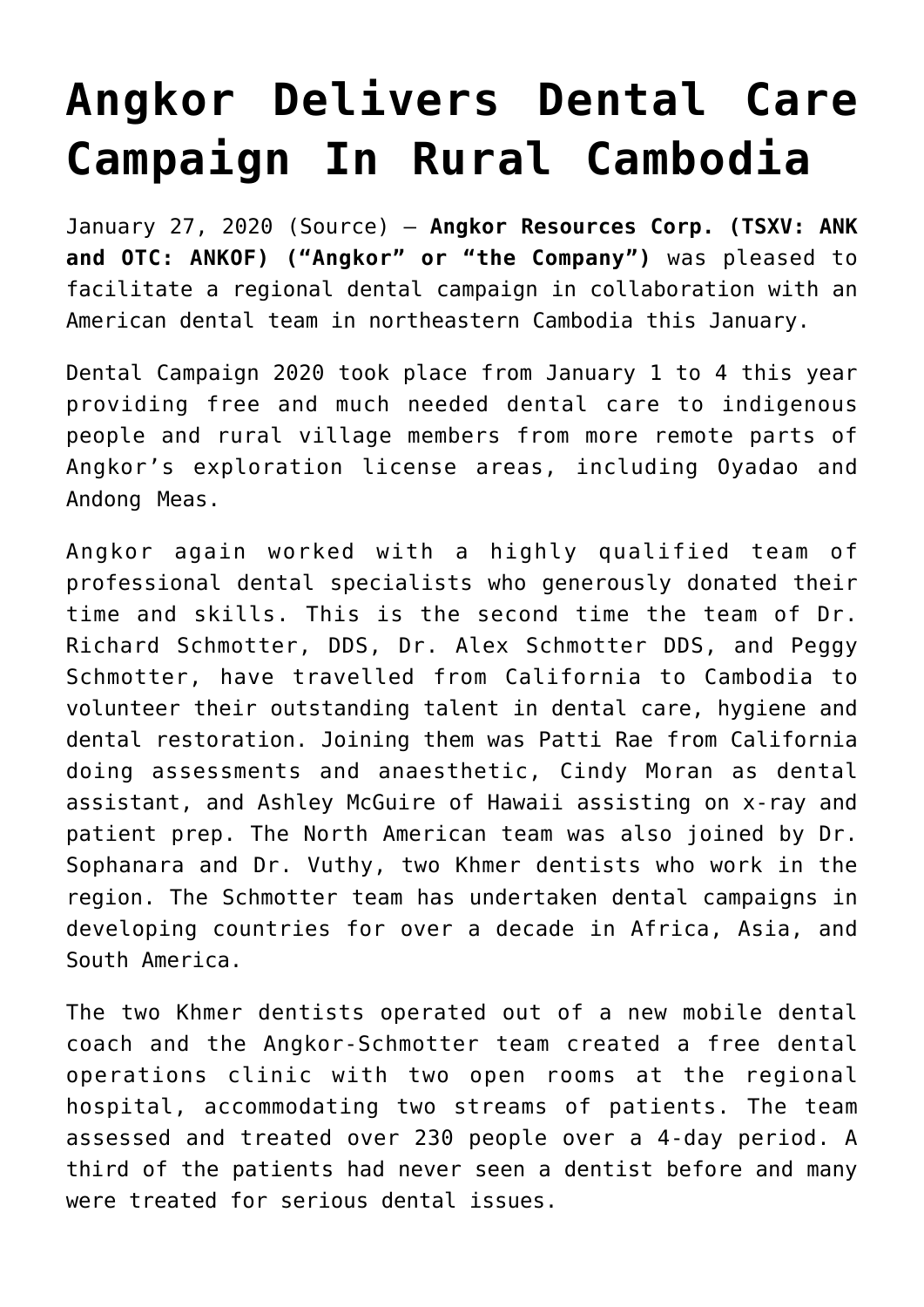# Angkor Delivers Dental Care Campaign In Rural Cambodia

January 27, 2020 (Source) — **Angkor Resources Corp. (TSXV: ANK and OTC: ANKOF) ("Angkor" or "the Company")** was pleased to facilitate a regional dental campaign in collaboration with an American dental team in northeastern Cambodia this January.

Dental Campaign 2020 took place from January 1 to 4 this year providing free and much needed dental care to indigenous people and rural village members from more remote parts of Angkor's exploration license areas, including Oyadao and Andong Meas.

Angkor again worked with a highly qualified team of professional dental specialists who generously donated their time and skills. This is the second time the team of Dr. Richard Schmotter, DDS, Dr. Alex Schmotter DDS, and Peggy Schmotter, have travelled from California to Cambodia to volunteer their outstanding talent in dental care, hygiene and dental restoration. Joining them was Patti Rae from California doing assessments and anaesthetic, Cindy Moran as dental assistant, and Ashley McGuire of Hawaii assisting on x-ray and patient prep. The North American team was also joined by Dr. Sophanara and Dr. Vuthy, two Khmer dentists who work in the region. The Schmotter team has undertaken dental campaigns in developing countries for over a decade in Africa, Asia, and South America.

The two Khmer dentists operated out of a new mobile dental coach and the Angkor-Schmotter team created a free dental operations clinic with two open rooms at the regional hospital, accommodating two streams of patients. The team assessed and treated over 230 people over a 4-day period. A third of the patients had never seen a dentist before and many were treated for serious dental issues.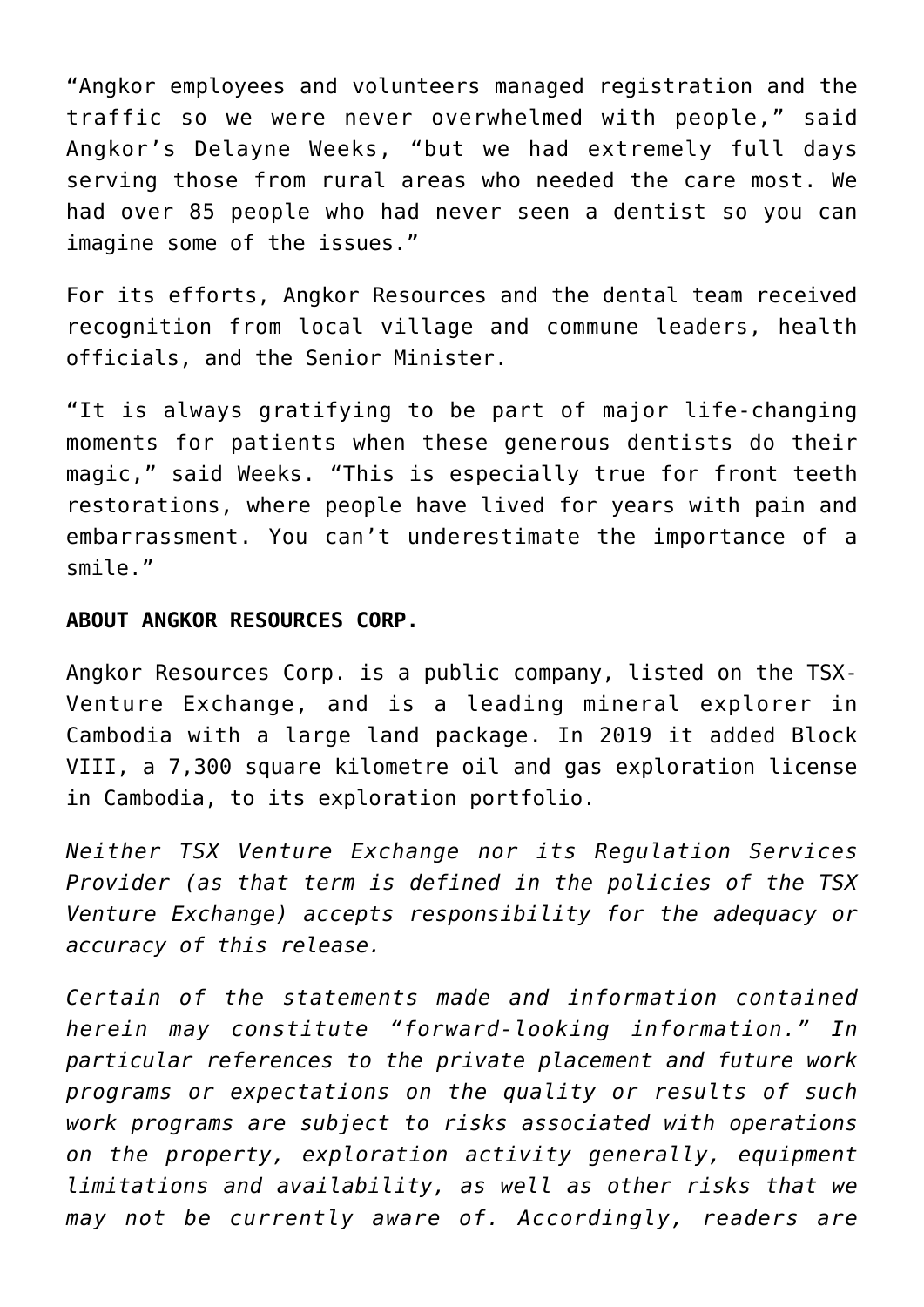"Angkor employees and volunteers managed registration and the traffic so we were never overwhelmed with people," said Angkor's Delayne Weeks, "but we had extremely full days serving those from rural areas who needed the care most. We had over 85 people who had never seen a dentist so you can imagine some of the issues."

For its efforts, Angkor Resources and the dental team received recognition from local village and commune leaders, health officials, and the Senior Minister.

"It is always gratifying to be part of major life-changing moments for patients when these generous dentists do their magic," said Weeks. "This is especially true for front teeth restorations, where people have lived for years with pain and embarrassment. You can't underestimate the importance of a smile."

**ABOUT ANGKOR RESOURCES CORP.**

Angkor Resources Corp. is a public company, listed on the TSX-Venture Exchange, and is a leading mineral explorer in Cambodia with a large land package. In 2019 it added Block VIII, a 7,300 square kilometre oil and gas exploration license in Cambodia, to its exploration portfolio.

*Neither TSX Venture Exchange nor its Regulation Services Provider (as that term is defined in the policies of the TSX Venture Exchange) accepts responsibility for the adequacy or accuracy of this release.*

*Certain of the statements made and information contained herein may constitute "forward-looking information." In particular references to the private placement and future work programs or expectations on the quality or results of such work programs are subject to risks associated with operations on the property, exploration activity generally, equipment limitations and availability, as well as other risks that we may not be currently aware of. Accordingly, readers are*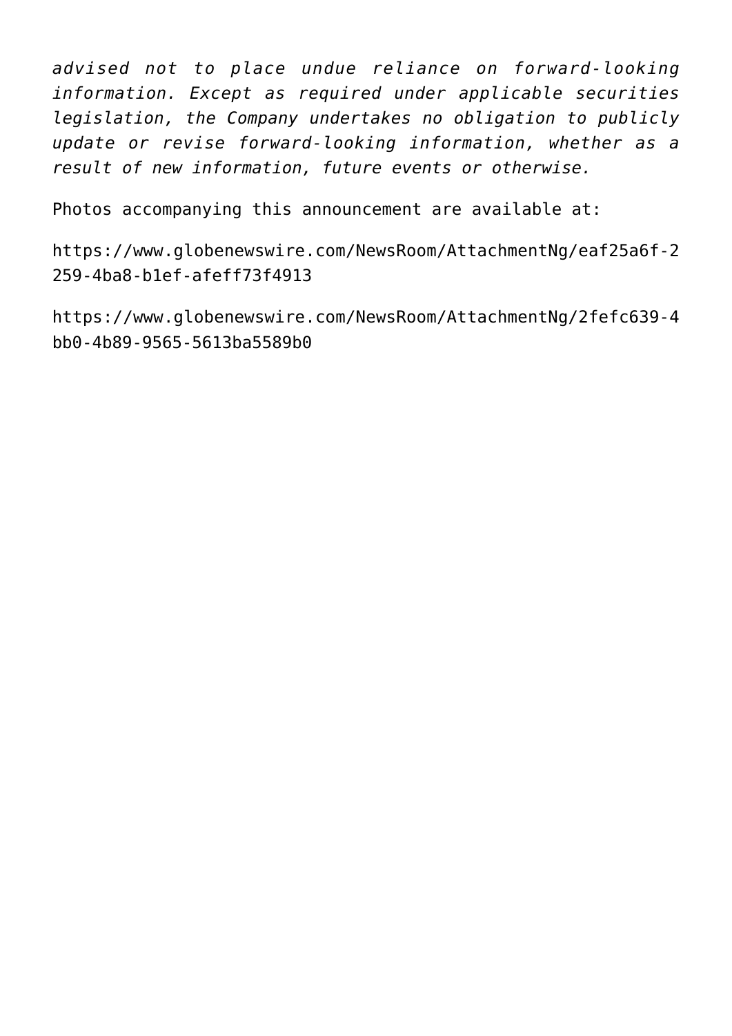*advised not to place undue reliance on forward-looking information. Except as required under applicable securities legislation, the Company undertakes no obligation to publicly update or revise forward-looking information, whether as a result of new information, future events or otherwise.*

Photos accompanying this announcement are available at:

https://www.globenewswire.com/NewsRoom/AttachmentNg/eaf25a6f-2259-4ba8-b1ef-afeff73f4913

https://www.globenewswire.com/NewsRoom/AttachmentNg/2fefc639-4bb0-4b89-9565-5613ba5589b0